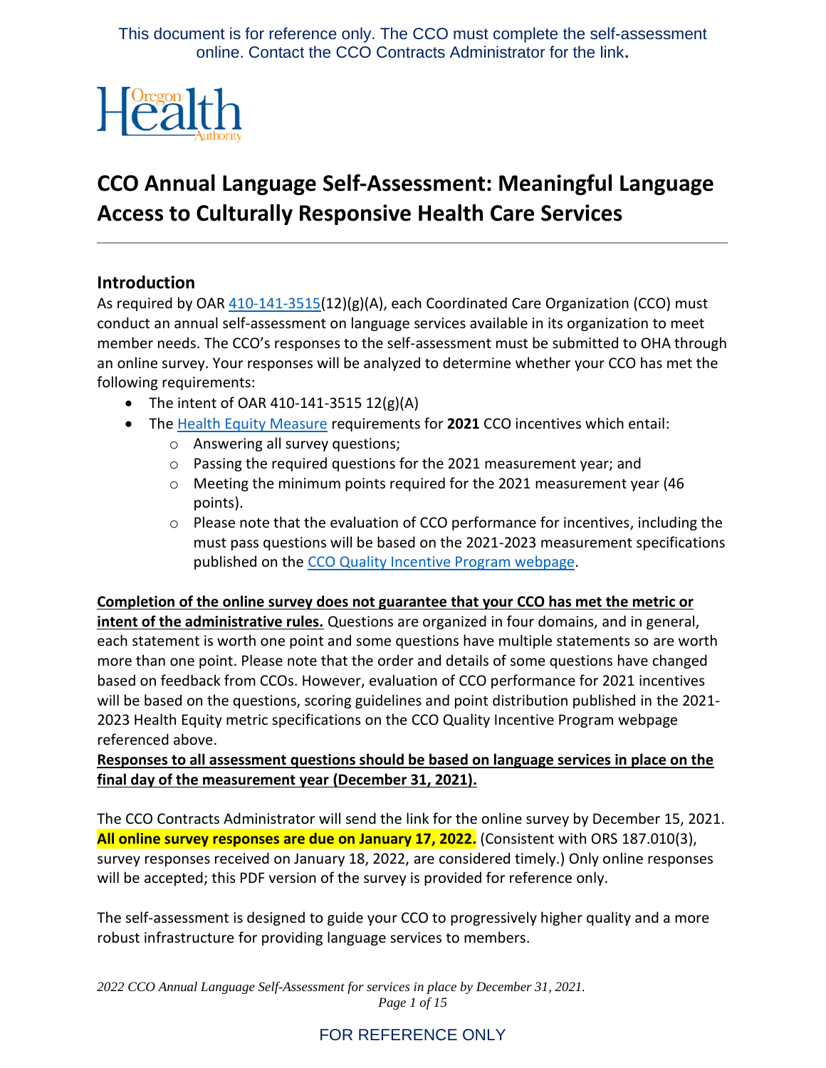This document is for reference only. The CCO must complete the self-assessment online. Contact the CCO Contracts Administrator for the link**.**

# CCO Annual Language Self-Assessment: Meaningful Language Access to Culturally Responsive Health Care Services

## Introduction

As required by OAR 410-141-3515(12)(g)(A), each Coordinated Care Organization (CCO) must conduct an annual self-assessment on language services available in its organization to meet member needs. The CCO's responses to the self-assessment must be submitted to OHA through an online survey. Your responses will be analyzed to determine whether your CCO has met the following requirements:

- The intent of OAR 410-141-3515 12(g)(A)
- The Health Equity Measure requirements for **2021** CCO incentives which entail:
  - Answering all survey questions;
  - Passing the required questions for the 2021 measurement year; and
  - Meeting the minimum points required for the 2021 measurement year (46 points).
  - Please note that the evaluation of CCO performance for incentives, including the must pass questions will be based on the 2021-2023 measurement specifications published on the CCO Quality Incentive Program webpage.

**Completion of the online survey does not guarantee that your CCO has met the metric or intent of the administrative rules.** Questions are organized in four domains, and in general, each statement is worth one point and some questions have multiple statements so are worth more than one point. Please note that the order and details of some questions have changed based on feedback from CCOs. However, evaluation of CCO performance for 2021 incentives will be based on the questions, scoring guidelines and point distribution published in the 2021-2023 Health Equity metric specifications on the CCO Quality Incentive Program webpage referenced above.

**Responses to all assessment questions should be based on language services in place on the final day of the measurement year (December 31, 2021).**

The CCO Contracts Administrator will send the link for the online survey by December 15, 2021. **All online survey responses are due on January 17, 2022.** (Consistent with ORS 187.010(3), survey responses received on January 18, 2022, are considered timely.) Only online responses will be accepted; this PDF version of the survey is provided for reference only.

The self-assessment is designed to guide your CCO to progressively higher quality and a more robust infrastructure for providing language services to members.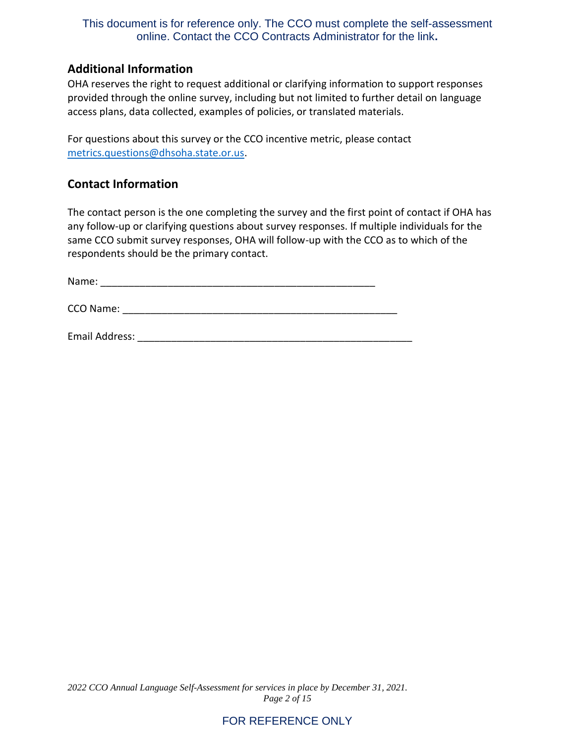This document is for reference only. The CCO must complete the self-assessment online. Contact the CCO Contracts Administrator for the link**.**

## Additional Information

OHA reserves the right to request additional or clarifying information to support responses provided through the online survey, including but not limited to further detail on language access plans, data collected, examples of policies, or translated materials.

For questions about this survey or the CCO incentive metric, please contact metrics.questions@dhsoha.state.or.us.

## Contact Information

The contact person is the one completing the survey and the first point of contact if OHA has any follow-up or clarifying questions about survey responses. If multiple individuals for the same CCO submit survey responses, OHA will follow-up with the CCO as to which of the respondents should be the primary contact.

Name: ___________________________________________________

CCO Name: ___________________________________________________

Email Address: ___________________________________________________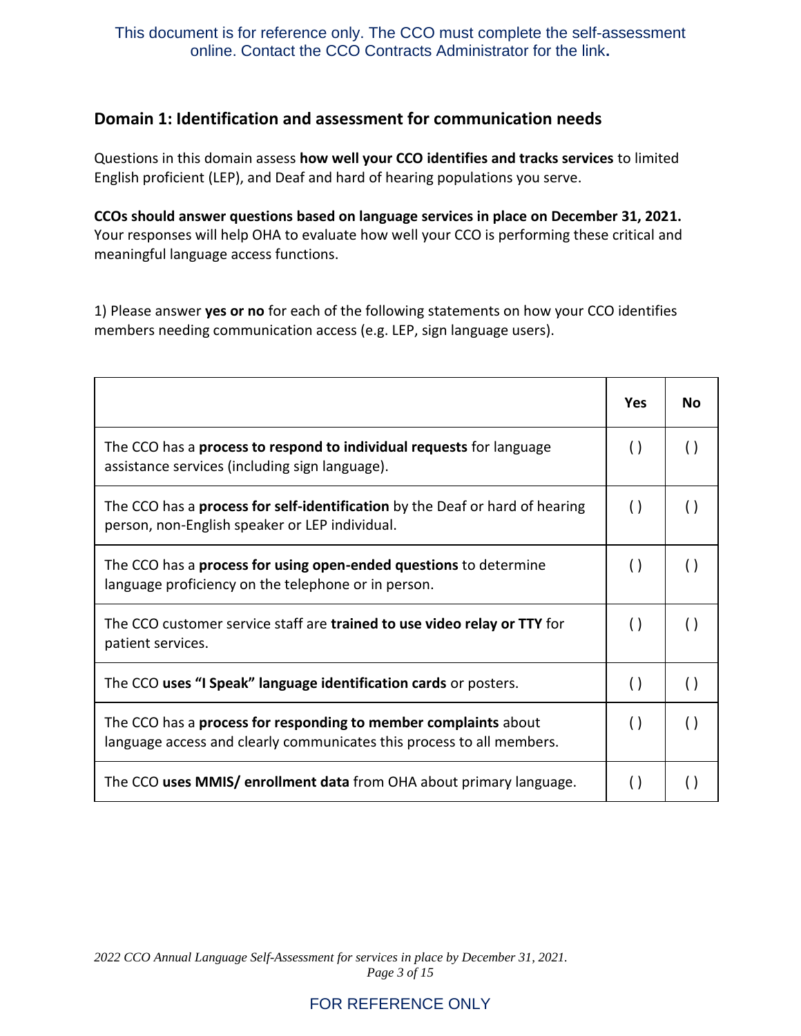This document is for reference only. The CCO must complete the self-assessment online. Contact the CCO Contracts Administrator for the link**.**

## Domain 1: Identification and assessment for communication needs

Questions in this domain assess **how well your CCO identifies and tracks services** to limited English proficient (LEP), and Deaf and hard of hearing populations you serve.

**CCOs should answer questions based on language services in place on December 31, 2021.** Your responses will help OHA to evaluate how well your CCO is performing these critical and meaningful language access functions.

1) Please answer **yes or no** for each of the following statements on how your CCO identifies members needing communication access (e.g. LEP, sign language users).

| | Yes | No |
|---|---|---|
| The CCO has a **process to respond to individual requests** for language assistance services (including sign language). | ( ) | ( ) |
| The CCO has a **process for self-identification** by the Deaf or hard of hearing person, non-English speaker or LEP individual. | ( ) | ( ) |
| The CCO has a **process for using open-ended questions** to determine language proficiency on the telephone or in person. | ( ) | ( ) |
| The CCO customer service staff are **trained to use video relay or TTY** for patient services. | ( ) | ( ) |
| The CCO **uses "I Speak" language identification cards** or posters. | ( ) | ( ) |
| The CCO has a **process for responding to member complaints** about language access and clearly communicates this process to all members. | ( ) | ( ) |
| The CCO **uses MMIS/ enrollment data** from OHA about primary language. | ( ) | ( ) |

FOR REFERENCE ONLY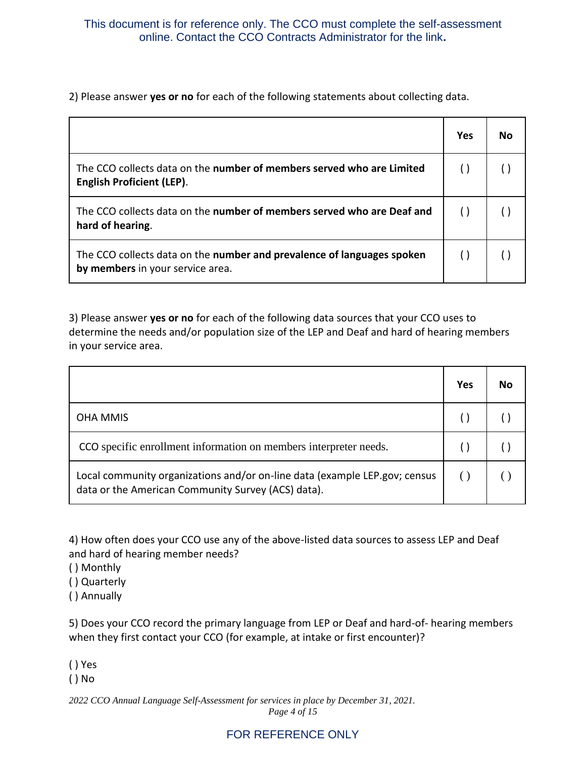This document is for reference only. The CCO must complete the self-assessment online. Contact the CCO Contracts Administrator for the link**.**

2) Please answer **yes or no** for each of the following statements about collecting data.

| | Yes | No |
|---|---|---|
| The CCO collects data on the **number of members served who are Limited English Proficient (LEP)**. | ( ) | ( ) |
| The CCO collects data on the **number of members served who are Deaf and hard of hearing**. | ( ) | ( ) |
| The CCO collects data on the **number and prevalence of languages spoken by members** in your service area. | ( ) | ( ) |

3) Please answer **yes or no** for each of the following data sources that your CCO uses to determine the needs and/or population size of the LEP and Deaf and hard of hearing members in your service area.

| | Yes | No |
|---|---|---|
| OHA MMIS | ( ) | ( ) |
| CCO specific enrollment information on members interpreter needs. | ( ) | ( ) |
| Local community organizations and/or on-line data (example LEP.gov; census data or the American Community Survey (ACS) data). | ( ) | ( ) |

4) How often does your CCO use any of the above-listed data sources to assess LEP and Deaf and hard of hearing member needs?

( ) Monthly  
( ) Quarterly  
( ) Annually

5) Does your CCO record the primary language from LEP or Deaf and hard-of- hearing members when they first contact your CCO (for example, at intake or first encounter)?

( ) Yes  
( ) No

*2022 CCO Annual Language Self-Assessment for services in place by December 31, 2021.*

FOR REFERENCE ONLY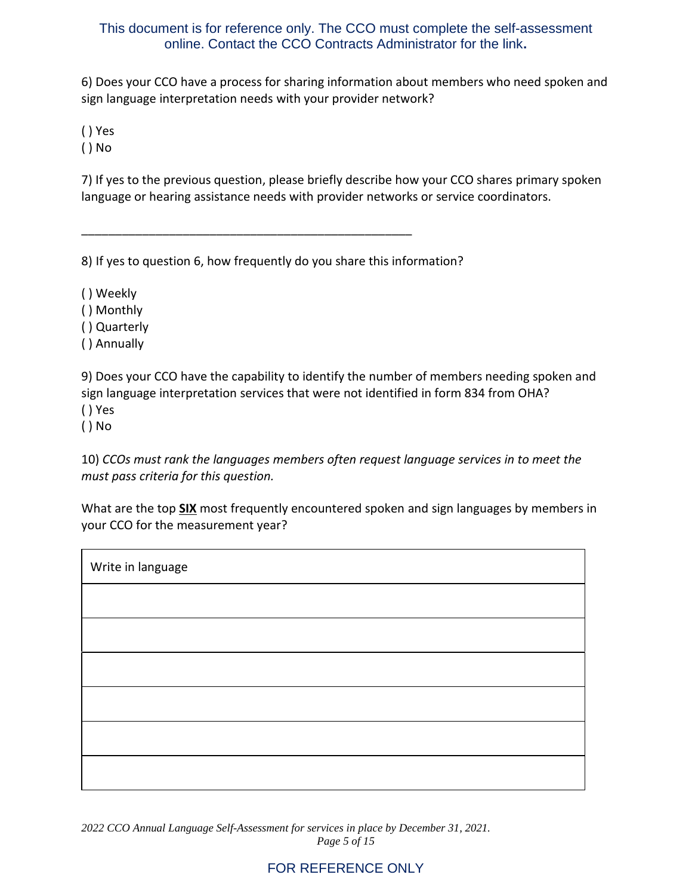This document is for reference only. The CCO must complete the self-assessment online. Contact the CCO Contracts Administrator for the link**.**

6) Does your CCO have a process for sharing information about members who need spoken and sign language interpretation needs with your provider network?

( ) Yes
( ) No

7) If yes to the previous question, please briefly describe how your CCO shares primary spoken language or hearing assistance needs with provider networks or service coordinators.

_______________________________________________________

8) If yes to question 6, how frequently do you share this information?

( ) Weekly
( ) Monthly
( ) Quarterly
( ) Annually

9) Does your CCO have the capability to identify the number of members needing spoken and sign language interpretation services that were not identified in form 834 from OHA?
( ) Yes
( ) No

10) *CCOs must rank the languages members often request language services in to meet the must pass criteria for this question.*

What are the top **SIX** most frequently encountered spoken and sign languages by members in your CCO for the measurement year?

| Write in language |
| --- |
| |
| |
| |
| |
| |
| |

*2022 CCO Annual Language Self-Assessment for services in place by December 31, 2021.*

FOR REFERENCE ONLY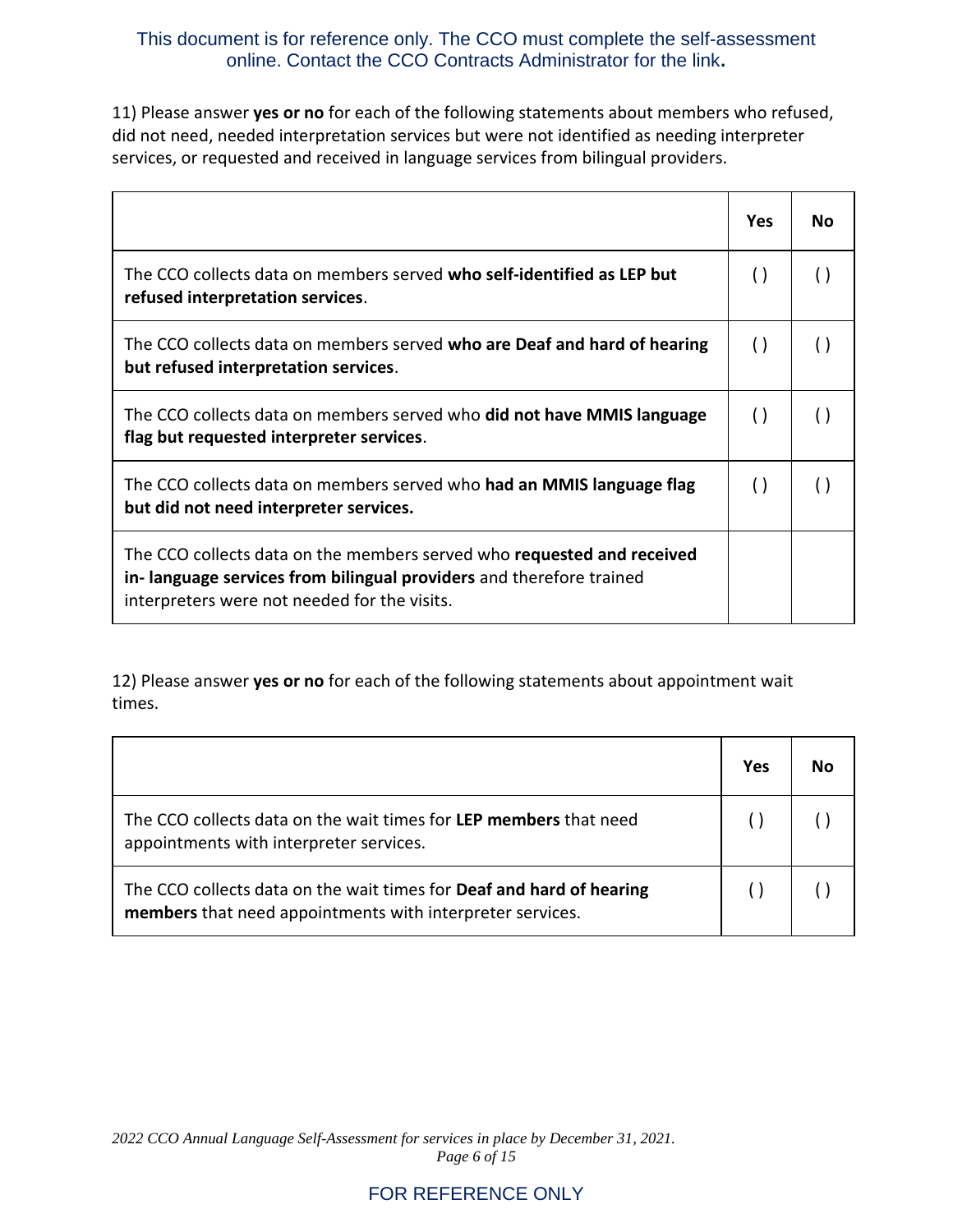This document is for reference only. The CCO must complete the self-assessment online. Contact the CCO Contracts Administrator for the link**.**

11) Please answer **yes or no** for each of the following statements about members who refused, did not need, needed interpretation services but were not identified as needing interpreter services, or requested and received in language services from bilingual providers.

| | Yes | No |
|---|---|---|
| The CCO collects data on members served **who self-identified as LEP but refused interpretation services**. | ( ) | ( ) |
| The CCO collects data on members served **who are Deaf and hard of hearing but refused interpretation services**. | ( ) | ( ) |
| The CCO collects data on members served who **did not have MMIS language flag but requested interpreter services**. | ( ) | ( ) |
| The CCO collects data on members served who **had an MMIS language flag but did not need interpreter services.** | ( ) | ( ) |
| The CCO collects data on the members served who **requested and received in- language services from bilingual providers** and therefore trained interpreters were not needed for the visits. | | |

12) Please answer **yes or no** for each of the following statements about appointment wait times.

| | Yes | No |
|---|---|---|
| The CCO collects data on the wait times for **LEP members** that need appointments with interpreter services. | ( ) | ( ) |
| The CCO collects data on the wait times for **Deaf and hard of hearing members** that need appointments with interpreter services. | ( ) | ( ) |

*2022 CCO Annual Language Self-Assessment for services in place by December 31, 2021.*

FOR REFERENCE ONLY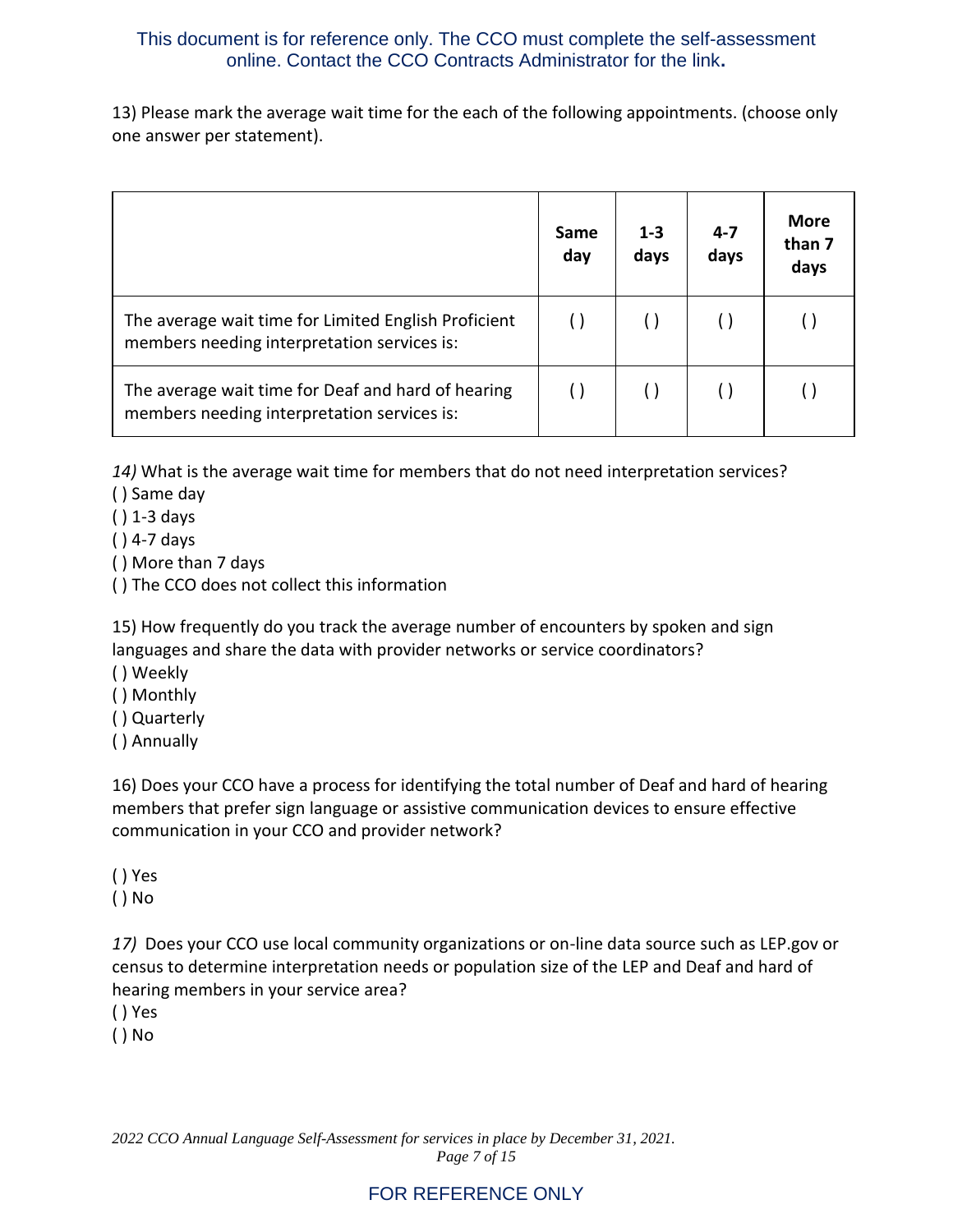This document is for reference only. The CCO must complete the self-assessment online. Contact the CCO Contracts Administrator for the link.

13) Please mark the average wait time for the each of the following appointments. (choose only one answer per statement).

| | Same day | 1-3 days | 4-7 days | More than 7 days |
|---|---|---|---|---|
| The average wait time for Limited English Proficient members needing interpretation services is: | ( ) | ( ) | ( ) | ( ) |
| The average wait time for Deaf and hard of hearing members needing interpretation services is: | ( ) | ( ) | ( ) | ( ) |

*14)* What is the average wait time for members that do not need interpretation services?
( ) Same day
( ) 1-3 days
( ) 4-7 days
( ) More than 7 days
( ) The CCO does not collect this information

15) How frequently do you track the average number of encounters by spoken and sign languages and share the data with provider networks or service coordinators?
( ) Weekly
( ) Monthly
( ) Quarterly
( ) Annually

16) Does your CCO have a process for identifying the total number of Deaf and hard of hearing members that prefer sign language or assistive communication devices to ensure effective communication in your CCO and provider network?

( ) Yes
( ) No

*17)* Does your CCO use local community organizations or on-line data source such as LEP.gov or census to determine interpretation needs or population size of the LEP and Deaf and hard of hearing members in your service area?
( ) Yes
( ) No

FOR REFERENCE ONLY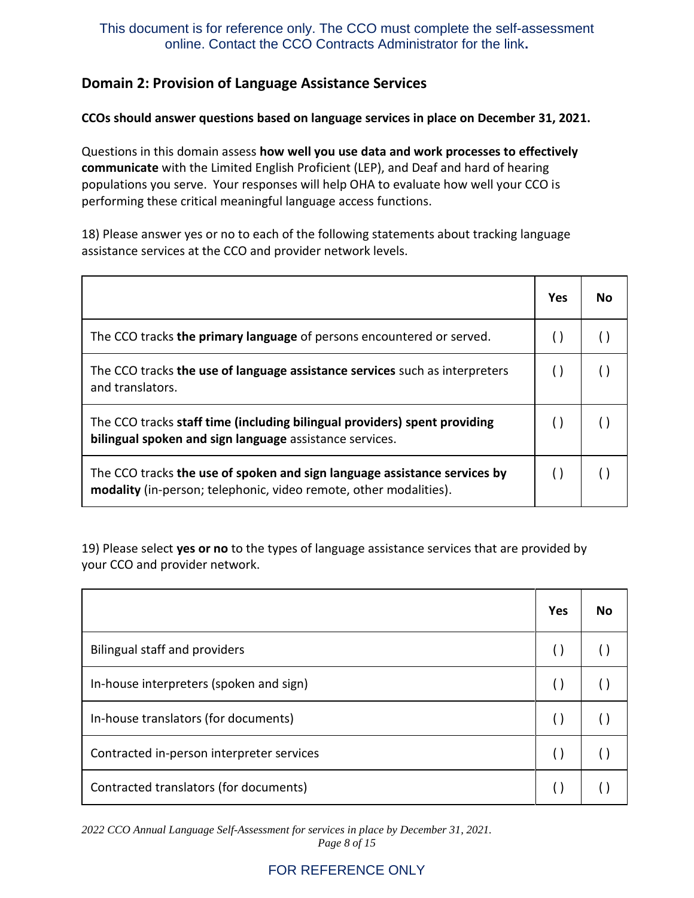This document is for reference only. The CCO must complete the self-assessment online. Contact the CCO Contracts Administrator for the link**.**

## Domain 2: Provision of Language Assistance Services

**CCOs should answer questions based on language services in place on December 31, 2021.**

Questions in this domain assess **how well you use data and work processes to effectively communicate** with the Limited English Proficient (LEP), and Deaf and hard of hearing populations you serve. Your responses will help OHA to evaluate how well your CCO is performing these critical meaningful language access functions.

18) Please answer yes or no to each of the following statements about tracking language assistance services at the CCO and provider network levels.

| | Yes | No |
|---|---|---|
| The CCO tracks **the primary language** of persons encountered or served. | ( ) | ( ) |
| The CCO tracks **the use of language assistance services** such as interpreters and translators. | ( ) | ( ) |
| The CCO tracks **staff time (including bilingual providers) spent providing bilingual spoken and sign language** assistance services. | ( ) | ( ) |
| The CCO tracks **the use of spoken and sign language assistance services by modality** (in-person; telephonic, video remote, other modalities). | ( ) | ( ) |

19) Please select **yes or no** to the types of language assistance services that are provided by your CCO and provider network.

| | Yes | No |
|---|---|---|
| Bilingual staff and providers | ( ) | ( ) |
| In-house interpreters (spoken and sign) | ( ) | ( ) |
| In-house translators (for documents) | ( ) | ( ) |
| Contracted in-person interpreter services | ( ) | ( ) |
| Contracted translators (for documents) | ( ) | ( ) |

*2022 CCO Annual Language Self-Assessment for services in place by December 31, 2021.*

FOR REFERENCE ONLY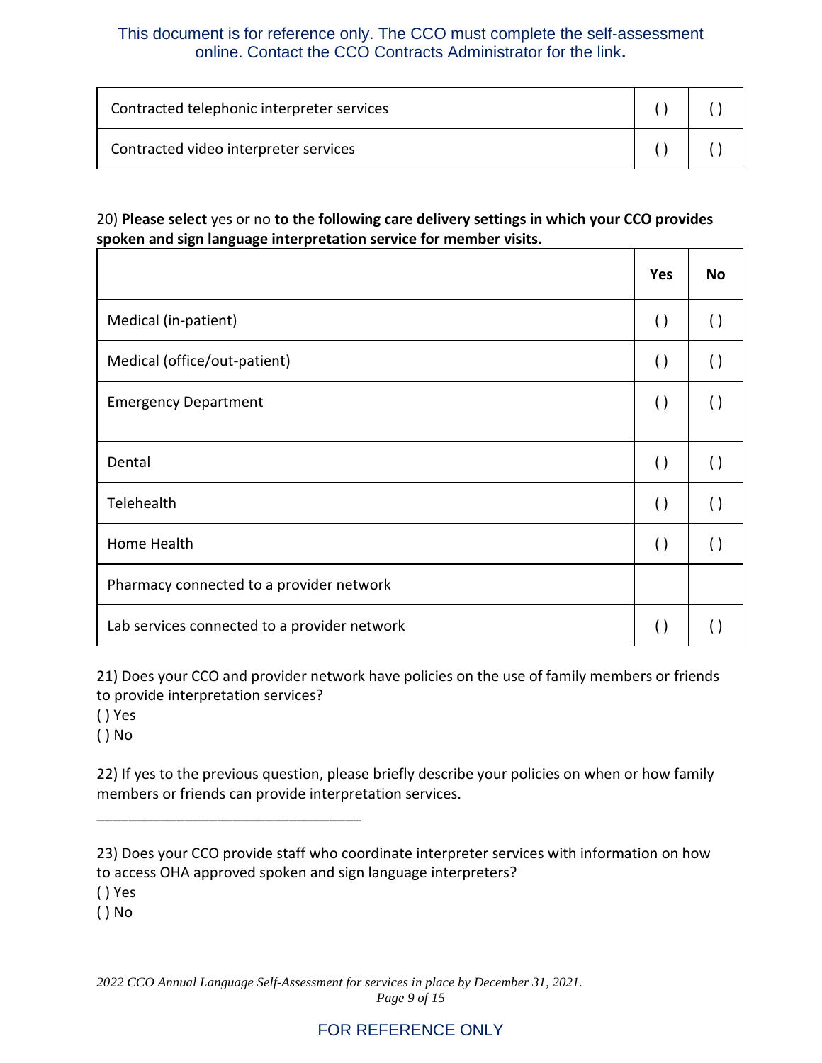This document is for reference only. The CCO must complete the self-assessment online. Contact the CCO Contracts Administrator for the link**.**

| | | |
|---|---|---|
| Contracted telephonic interpreter services | ( ) | ( ) |
| Contracted video interpreter services | ( ) | ( ) |

20) **Please select** yes or no **to the following care delivery settings in which your CCO provides spoken and sign language interpretation service for member visits.**

| | Yes | No |
|---|---|---|
| Medical (in-patient) | ( ) | ( ) |
| Medical (office/out-patient) | ( ) | ( ) |
| Emergency Department | ( ) | ( ) |
| Dental | ( ) | ( ) |
| Telehealth | ( ) | ( ) |
| Home Health | ( ) | ( ) |
| Pharmacy connected to a provider network | | |
| Lab services connected to a provider network | ( ) | ( ) |

21) Does your CCO and provider network have policies on the use of family members or friends to provide interpretation services?

( ) Yes

( ) No

22) If yes to the previous question, please briefly describe your policies on when or how family members or friends can provide interpretation services.

__________________________________

23) Does your CCO provide staff who coordinate interpreter services with information on how to access OHA approved spoken and sign language interpreters?

( ) Yes

( ) No

*2022 CCO Annual Language Self-Assessment for services in place by December 31, 2021.*

FOR REFERENCE ONLY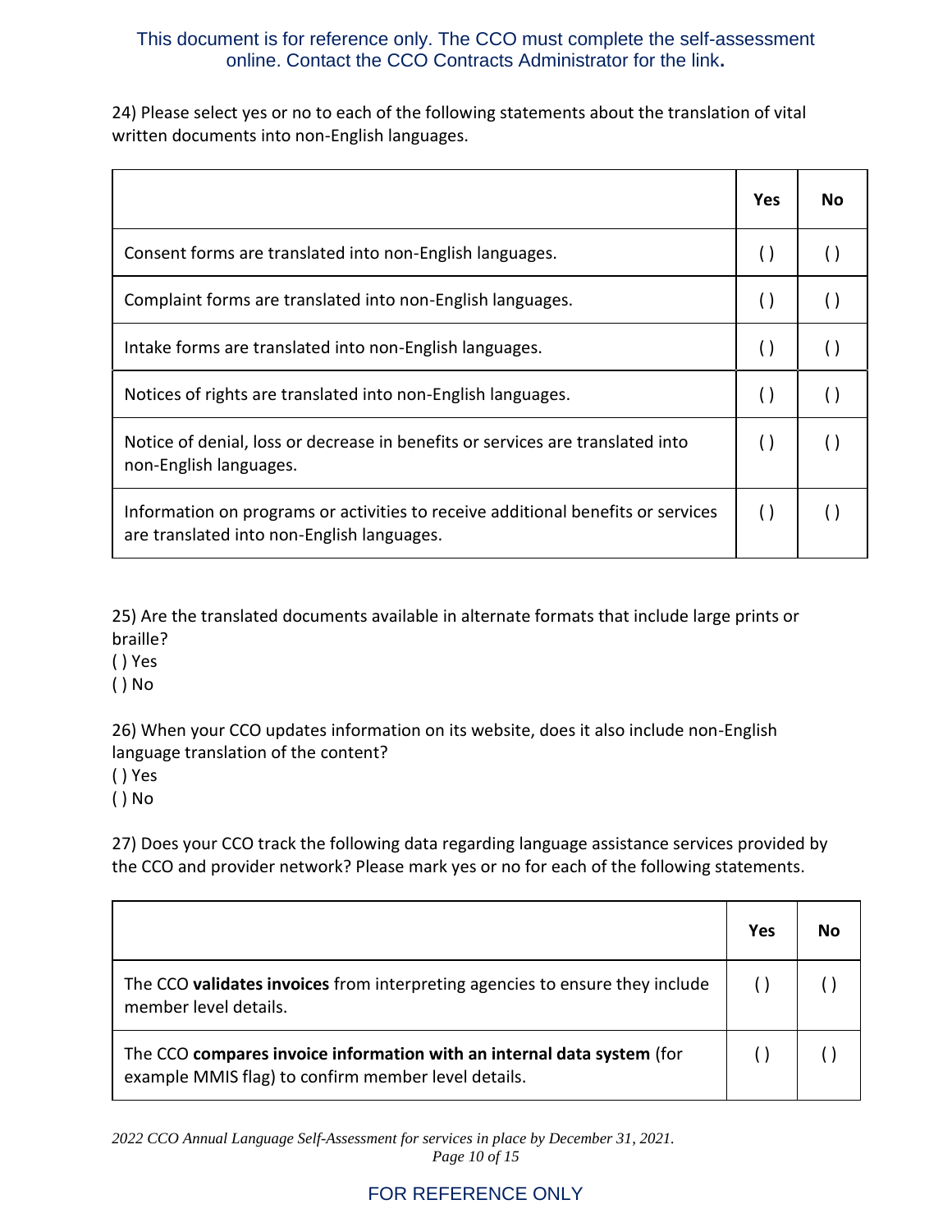This document is for reference only. The CCO must complete the self-assessment online. Contact the CCO Contracts Administrator for the link.

24) Please select yes or no to each of the following statements about the translation of vital written documents into non-English languages.

| | Yes | No |
|---|---|---|
| Consent forms are translated into non-English languages. | ( ) | ( ) |
| Complaint forms are translated into non-English languages. | ( ) | ( ) |
| Intake forms are translated into non-English languages. | ( ) | ( ) |
| Notices of rights are translated into non-English languages. | ( ) | ( ) |
| Notice of denial, loss or decrease in benefits or services are translated into non-English languages. | ( ) | ( ) |
| Information on programs or activities to receive additional benefits or services are translated into non-English languages. | ( ) | ( ) |

25) Are the translated documents available in alternate formats that include large prints or braille?
( ) Yes
( ) No

26) When your CCO updates information on its website, does it also include non-English language translation of the content?
( ) Yes
( ) No

27) Does your CCO track the following data regarding language assistance services provided by the CCO and provider network? Please mark yes or no for each of the following statements.

| | Yes | No |
|---|---|---|
| The CCO **validates invoices** from interpreting agencies to ensure they include member level details. | ( ) | ( ) |
| The CCO **compares invoice information with an internal data system** (for example MMIS flag) to confirm member level details. | ( ) | ( ) |

*2022 CCO Annual Language Self-Assessment for services in place by December 31, 2021.*

FOR REFERENCE ONLY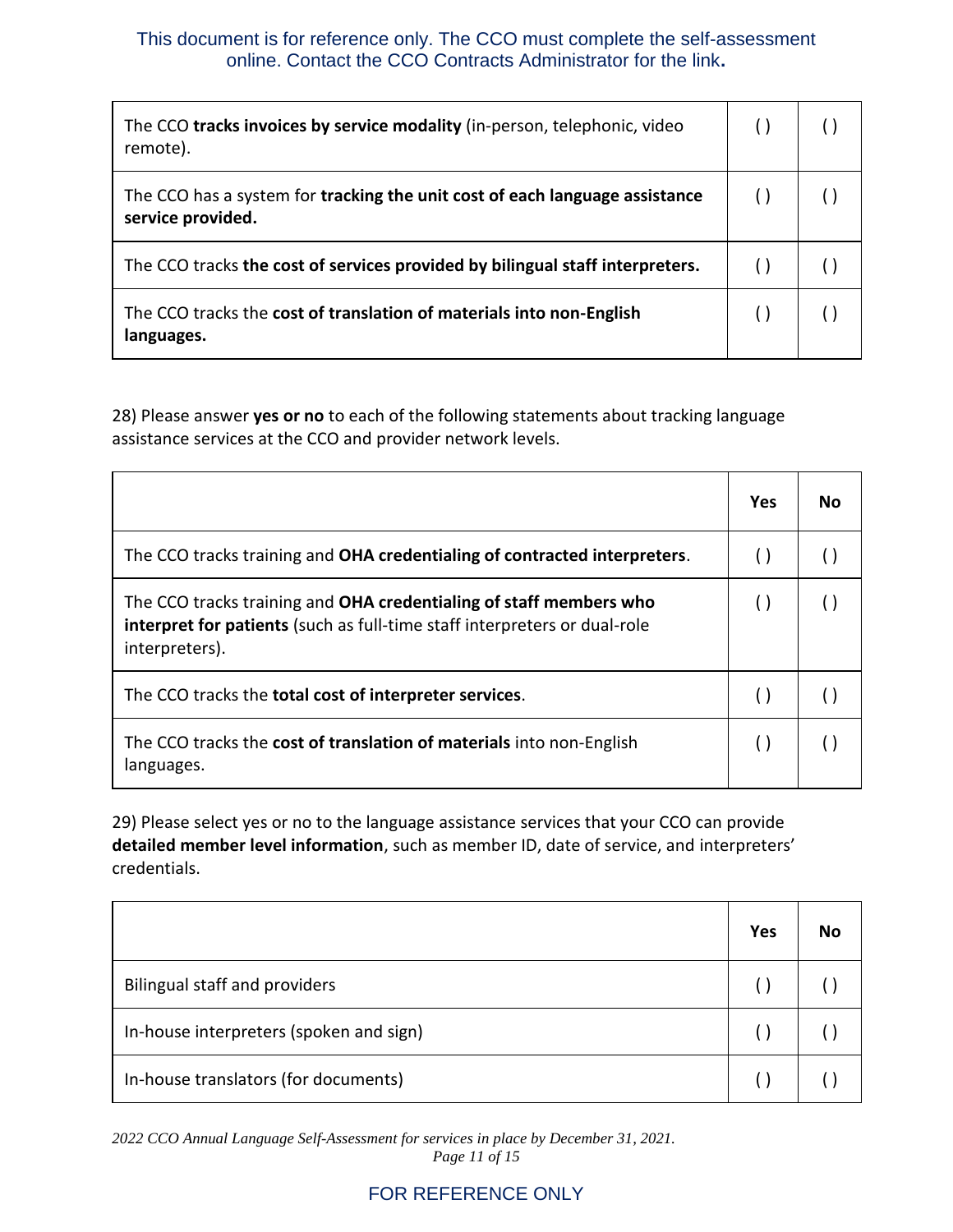This document is for reference only. The CCO must complete the self-assessment online. Contact the CCO Contracts Administrator for the link.

| | | |
|---|---|---|
| The CCO **tracks invoices by service modality** (in-person, telephonic, video remote). | ( ) | ( ) |
| The CCO has a system for **tracking the unit cost of each language assistance service provided.** | ( ) | ( ) |
| The CCO tracks **the cost of services provided by bilingual staff interpreters.** | ( ) | ( ) |
| The CCO tracks the **cost of translation of materials into non-English languages.** | ( ) | ( ) |

28) Please answer **yes or no** to each of the following statements about tracking language assistance services at the CCO and provider network levels.

| | Yes | No |
|---|---|---|
| The CCO tracks training and **OHA credentialing of contracted interpreters**. | ( ) | ( ) |
| The CCO tracks training and **OHA credentialing of staff members who interpret for patients** (such as full-time staff interpreters or dual-role interpreters). | ( ) | ( ) |
| The CCO tracks the **total cost of interpreter services**. | ( ) | ( ) |
| The CCO tracks the **cost of translation of materials** into non-English languages. | ( ) | ( ) |

29) Please select yes or no to the language assistance services that your CCO can provide **detailed member level information**, such as member ID, date of service, and interpreters' credentials.

| | Yes | No |
|---|---|---|
| Bilingual staff and providers | ( ) | ( ) |
| In-house interpreters (spoken and sign) | ( ) | ( ) |
| In-house translators (for documents) | ( ) | ( ) |

*2022 CCO Annual Language Self-Assessment for services in place by December 31, 2021.*

FOR REFERENCE ONLY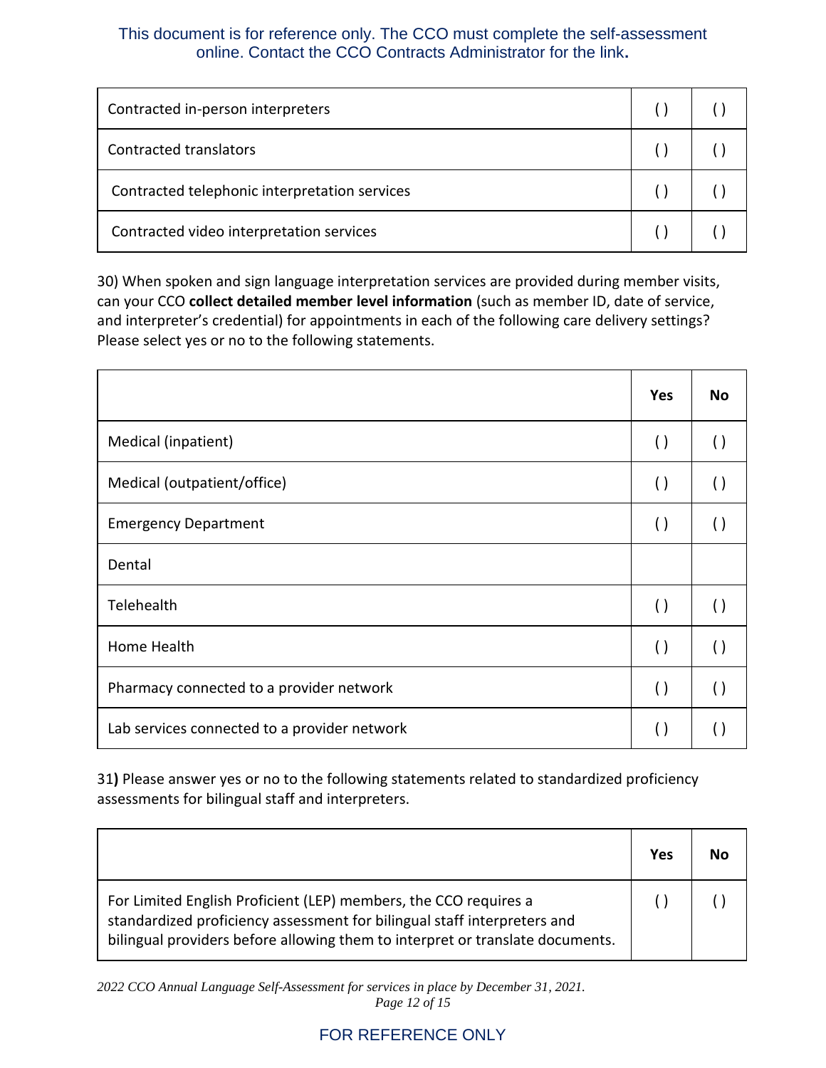This document is for reference only. The CCO must complete the self-assessment online. Contact the CCO Contracts Administrator for the link.

| | | |
|---|---|---|
| Contracted in-person interpreters | ( ) | ( ) |
| Contracted translators | ( ) | ( ) |
| Contracted telephonic interpretation services | ( ) | ( ) |
| Contracted video interpretation services | ( ) | ( ) |

30) When spoken and sign language interpretation services are provided during member visits, can your CCO **collect detailed member level information** (such as member ID, date of service, and interpreter's credential) for appointments in each of the following care delivery settings? Please select yes or no to the following statements.

| | **Yes** | **No** |
|---|---|---|
| Medical (inpatient) | ( ) | ( ) |
| Medical (outpatient/office) | ( ) | ( ) |
| Emergency Department | ( ) | ( ) |
| Dental | | |
| Telehealth | ( ) | ( ) |
| Home Health | ( ) | ( ) |
| Pharmacy connected to a provider network | ( ) | ( ) |
| Lab services connected to a provider network | ( ) | ( ) |

31**)** Please answer yes or no to the following statements related to standardized proficiency assessments for bilingual staff and interpreters.

| | **Yes** | **No** |
|---|---|---|
| For Limited English Proficient (LEP) members, the CCO requires a standardized proficiency assessment for bilingual staff interpreters and bilingual providers before allowing them to interpret or translate documents. | ( ) | ( ) |

*2022 CCO Annual Language Self-Assessment for services in place by December 31, 2021.*

FOR REFERENCE ONLY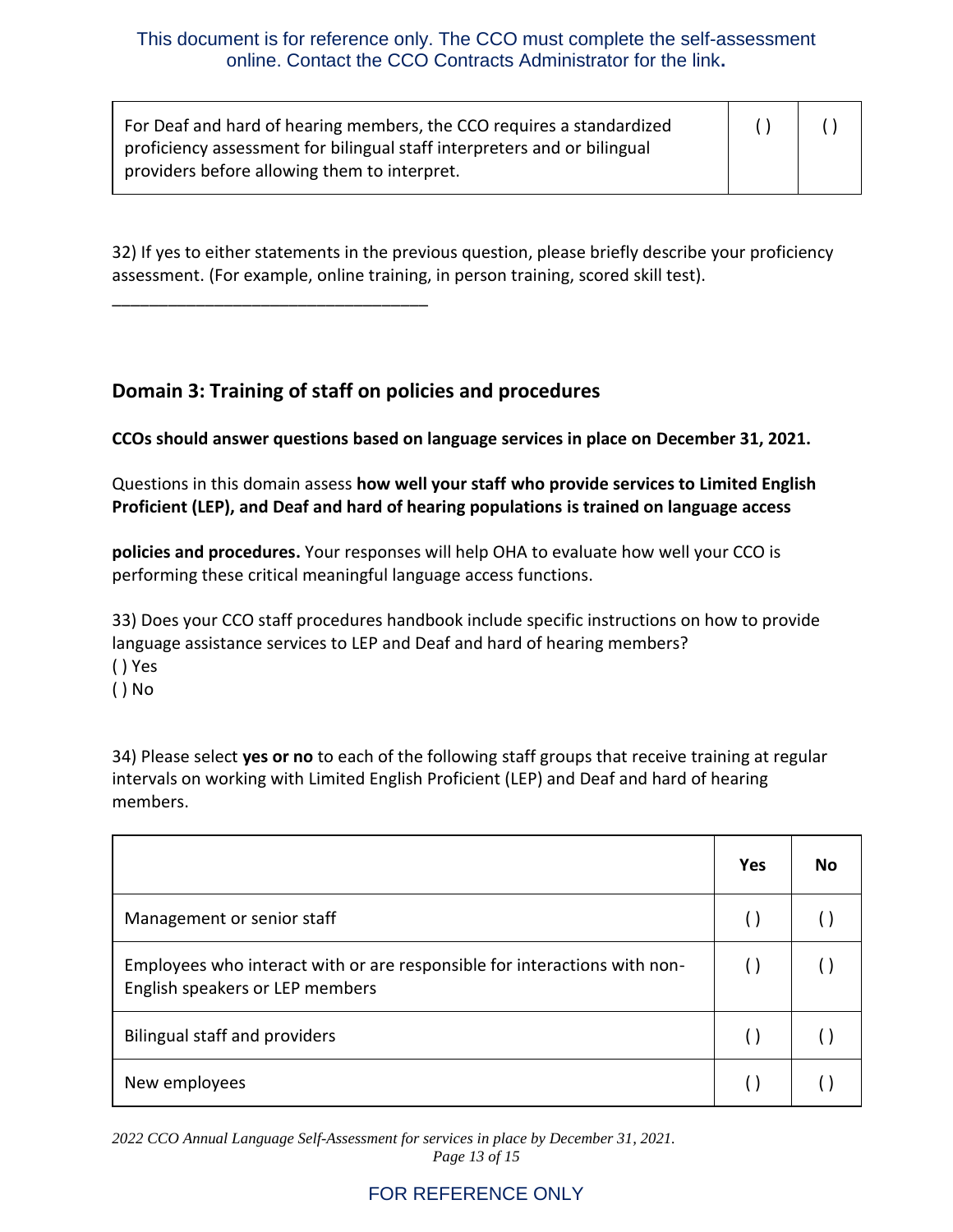This document is for reference only. The CCO must complete the self-assessment online. Contact the CCO Contracts Administrator for the link.

| | | |
|---|---|---|
| For Deaf and hard of hearing members, the CCO requires a standardized proficiency assessment for bilingual staff interpreters and or bilingual providers before allowing them to interpret. | ( ) | ( ) |

32) If yes to either statements in the previous question, please briefly describe your proficiency assessment. (For example, online training, in person training, scored skill test).

___________________________________

## Domain 3: Training of staff on policies and procedures

**CCOs should answer questions based on language services in place on December 31, 2021.**

Questions in this domain assess **how well your staff who provide services to Limited English Proficient (LEP), and Deaf and hard of hearing populations is trained on language access policies and procedures.** Your responses will help OHA to evaluate how well your CCO is performing these critical meaningful language access functions.

33) Does your CCO staff procedures handbook include specific instructions on how to provide language assistance services to LEP and Deaf and hard of hearing members?

( ) Yes

( ) No

34) Please select **yes or no** to each of the following staff groups that receive training at regular intervals on working with Limited English Proficient (LEP) and Deaf and hard of hearing members.

| | Yes | No |
|---|---|---|
| Management or senior staff | ( ) | ( ) |
| Employees who interact with or are responsible for interactions with non-English speakers or LEP members | ( ) | ( ) |
| Bilingual staff and providers | ( ) | ( ) |
| New employees | ( ) | ( ) |

FOR REFERENCE ONLY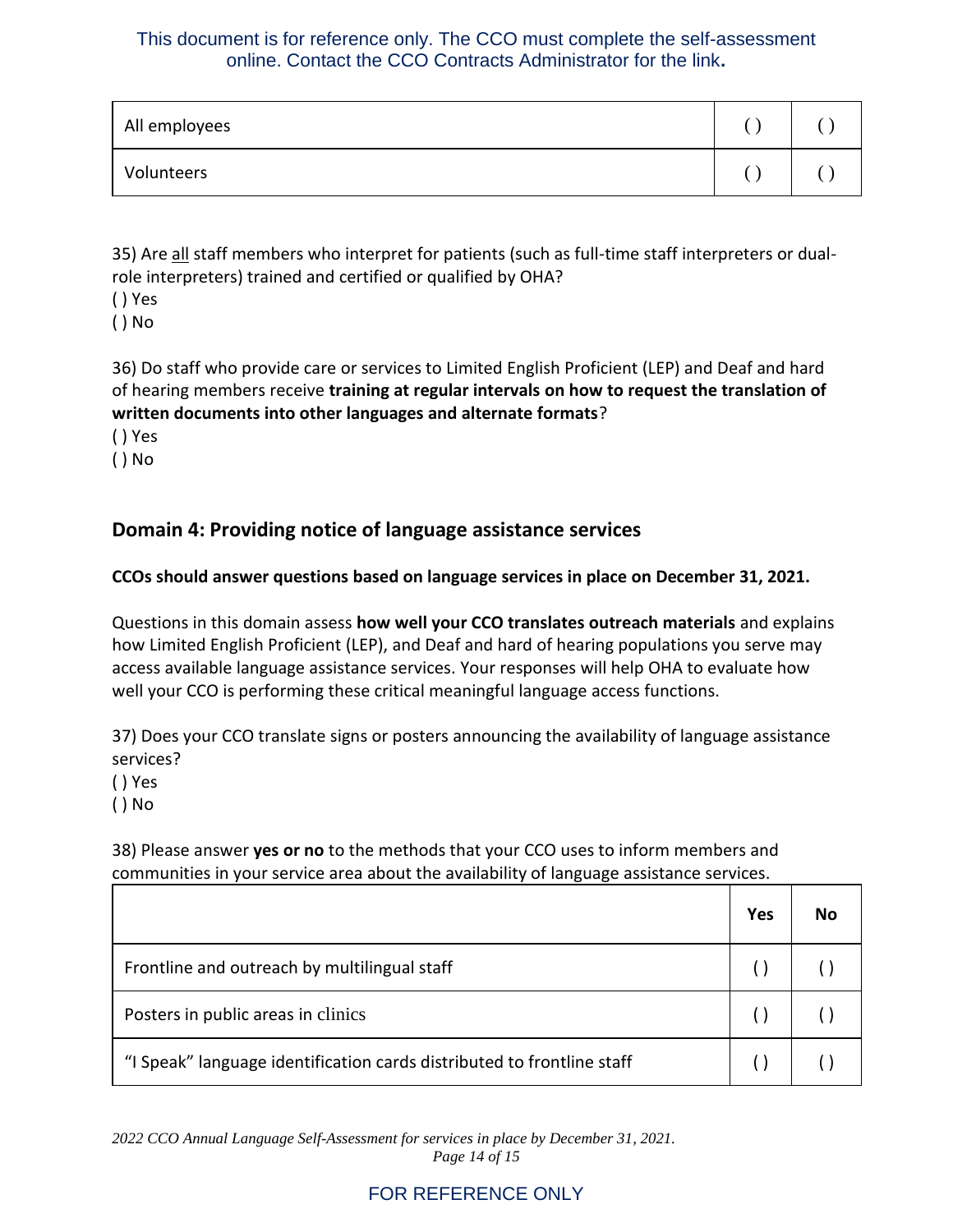This document is for reference only. The CCO must complete the self-assessment online. Contact the CCO Contracts Administrator for the link**.**

| | | |
|---|---|---|
| All employees | ( ) | ( ) |
| Volunteers | ( ) | ( ) |

35) Are all staff members who interpret for patients (such as full-time staff interpreters or dual-role interpreters) trained and certified or qualified by OHA?
( ) Yes
( ) No

36) Do staff who provide care or services to Limited English Proficient (LEP) and Deaf and hard of hearing members receive **training at regular intervals on how to request the translation of written documents into other languages and alternate formats**?
( ) Yes
( ) No

## Domain 4: Providing notice of language assistance services

**CCOs should answer questions based on language services in place on December 31, 2021.**

Questions in this domain assess **how well your CCO translates outreach materials** and explains how Limited English Proficient (LEP), and Deaf and hard of hearing populations you serve may access available language assistance services. Your responses will help OHA to evaluate how well your CCO is performing these critical meaningful language access functions.

37) Does your CCO translate signs or posters announcing the availability of language assistance services?
( ) Yes
( ) No

38) Please answer **yes or no** to the methods that your CCO uses to inform members and communities in your service area about the availability of language assistance services.

| | Yes | No |
|---|---|---|
| Frontline and outreach by multilingual staff | ( ) | ( ) |
| Posters in public areas in clinics | ( ) | ( ) |
| "I Speak" language identification cards distributed to frontline staff | ( ) | ( ) |

FOR REFERENCE ONLY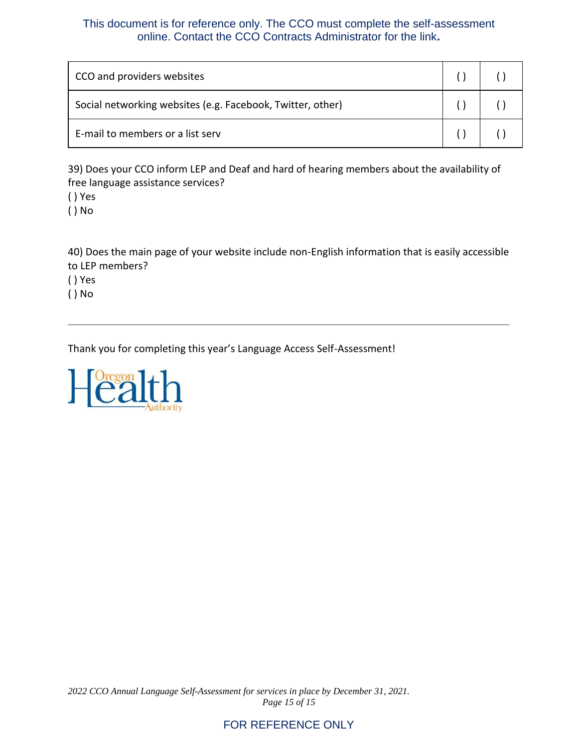This document is for reference only. The CCO must complete the self-assessment online. Contact the CCO Contracts Administrator for the link.

| | | |
|---|---|---|
| CCO and providers websites | ( ) | ( ) |
| Social networking websites (e.g. Facebook, Twitter, other) | ( ) | ( ) |
| E-mail to members or a list serv | ( ) | ( ) |

39) Does your CCO inform LEP and Deaf and hard of hearing members about the availability of free language assistance services?
( ) Yes
( ) No

40) Does the main page of your website include non-English information that is easily accessible to LEP members?
( ) Yes
( ) No

---

Thank you for completing this year's Language Access Self-Assessment!

Oregon Health Authority

*2022 CCO Annual Language Self-Assessment for services in place by December 31, 2021.*

FOR REFERENCE ONLY